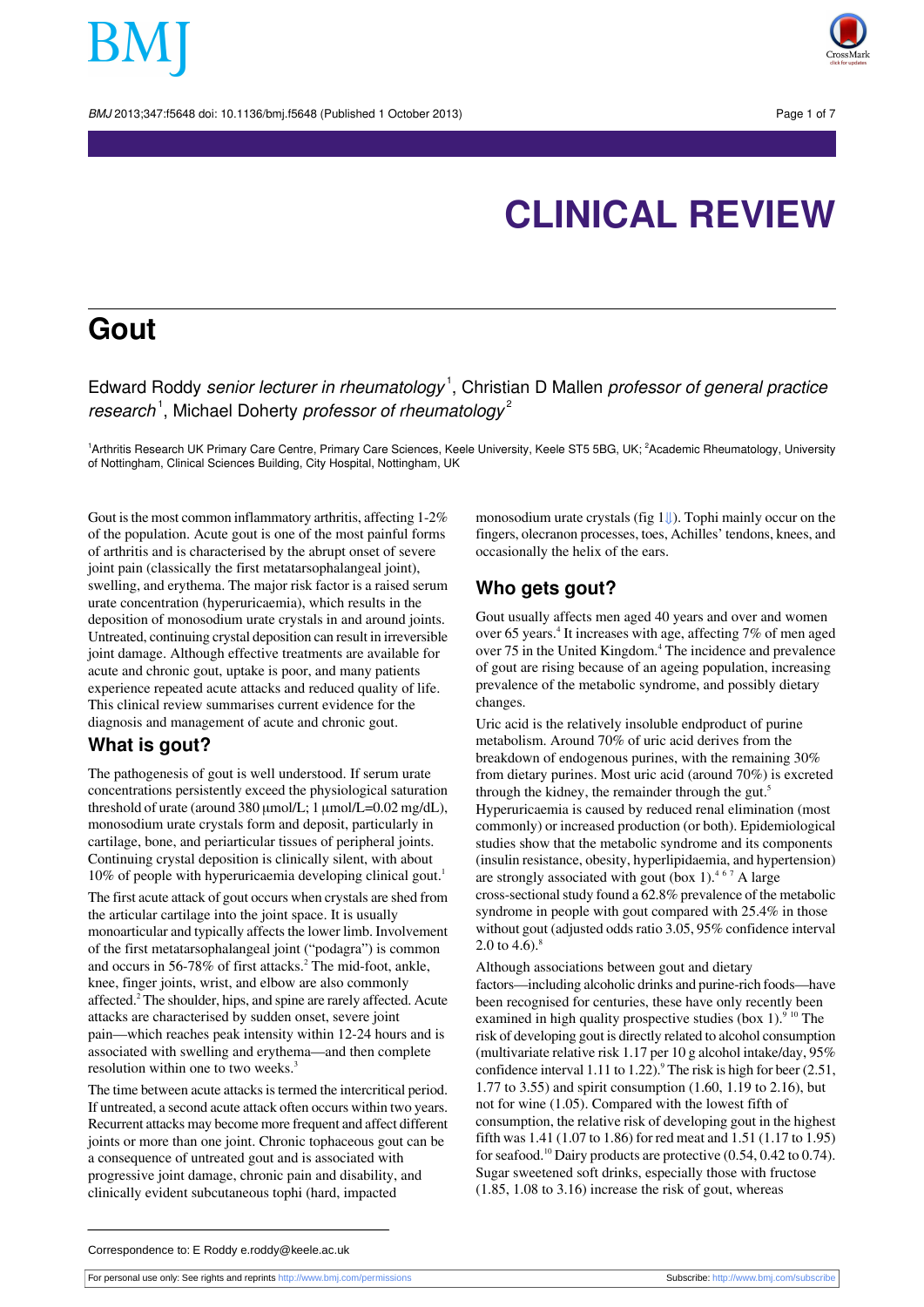# CLINICAL REVIEW

## Gout

Edward Roddy *senior lecturer in rheumatology*[1], Christian D Mallen *professor of general practice research*[1], Michael Doherty *professor of rheumatology*[2]

[1]Arthritis Research UK Primary Care Centre, Primary Care Sciences, Keele University, Keele ST5 5BG, UK; [2]Academic Rheumatology, University of Nottingham, Clinical Sciences Building, City Hospital, Nottingham, UK

Gout is the most common inflammatory arthritis, affecting 1-2% of the population. Acute gout is one of the most painful forms of arthritis and is characterised by the abrupt onset of severe joint pain (classically the first metatarsophalangeal joint), swelling, and erythema. The major risk factor is a raised serum urate concentration (hyperuricaemia), which results in the deposition of monosodium urate crystals in and around joints. Untreated, continuing crystal deposition can result in irreversible joint damage. Although effective treatments are available for acute and chronic gout, uptake is poor, and many patients experience repeated acute attacks and reduced quality of life. This clinical review summarises current evidence for the diagnosis and management of acute and chronic gout.

### What is gout?

The pathogenesis of gout is well understood. If serum urate concentrations persistently exceed the physiological saturation threshold of urate (around 380 μmol/L; 1 μmol/L=0.02 mg/dL), monosodium urate crystals form and deposit, particularly in cartilage, bone, and periarticular tissues of peripheral joints. Continuing crystal deposition is clinically silent, with about 10% of people with hyperuricaemia developing clinical gout.[1]

The first acute attack of gout occurs when crystals are shed from the articular cartilage into the joint space. It is usually monoarticular and typically affects the lower limb. Involvement of the first metatarsophalangeal joint ("podagra") is common and occurs in 56-78% of first attacks.[2] The mid-foot, ankle, knee, finger joints, wrist, and elbow are also commonly affected.[2] The shoulder, hips, and spine are rarely affected. Acute attacks are characterised by sudden onset, severe joint pain—which reaches peak intensity within 12-24 hours and is associated with swelling and erythema—and then complete resolution within one to two weeks.[3]

The time between acute attacks is termed the intercritical period. If untreated, a second acute attack often occurs within two years. Recurrent attacks may become more frequent and affect different joints or more than one joint. Chronic tophaceous gout can be a consequence of untreated gout and is associated with progressive joint damage, chronic pain and disability, and clinically evident subcutaneous tophi (hard, impacted monosodium urate crystals (fig 1)). Tophi mainly occur on the fingers, olecranon processes, toes, Achilles' tendons, knees, and occasionally the helix of the ears.

### Who gets gout?

Gout usually affects men aged 40 years and over and women over 65 years.[4] It increases with age, affecting 7% of men aged over 75 in the United Kingdom.[4] The incidence and prevalence of gout are rising because of an ageing population, increasing prevalence of the metabolic syndrome, and possibly dietary changes.

Uric acid is the relatively insoluble endproduct of purine metabolism. Around 70% of uric acid derives from the breakdown of endogenous purines, with the remaining 30% from dietary purines. Most uric acid (around 70%) is excreted through the kidney, the remainder through the gut.[5] Hyperuricaemia is caused by reduced renal elimination (most commonly) or increased production (or both). Epidemiological studies show that the metabolic syndrome and its components (insulin resistance, obesity, hyperlipidaemia, and hypertension) are strongly associated with gout (box 1).[4,6,7] A large cross-sectional study found a 62.8% prevalence of the metabolic syndrome in people with gout compared with 25.4% in those without gout (adjusted odds ratio 3.05, 95% confidence interval 2.0 to 4.6).[8]

Although associations between gout and dietary factors—including alcoholic drinks and purine-rich foods—have been recognised for centuries, these have only recently been examined in high quality prospective studies (box 1).[9,10] The risk of developing gout is directly related to alcohol consumption (multivariate relative risk 1.17 per 10 g alcohol intake/day, 95% confidence interval 1.11 to 1.22).[9] The risk is high for beer (2.51, 1.77 to 3.55) and spirit consumption (1.60, 1.19 to 2.16), but not for wine (1.05). Compared with the lowest fifth of consumption, the relative risk of developing gout in the highest fifth was 1.41 (1.07 to 1.86) for red meat and 1.51 (1.17 to 1.95) for seafood.[10] Dairy products are protective (0.54, 0.42 to 0.74). Sugar sweetened soft drinks, especially those with fructose (1.85, 1.08 to 3.16) increase the risk of gout, whereas

Correspondence to: E Roddy e.roddy@keele.ac.uk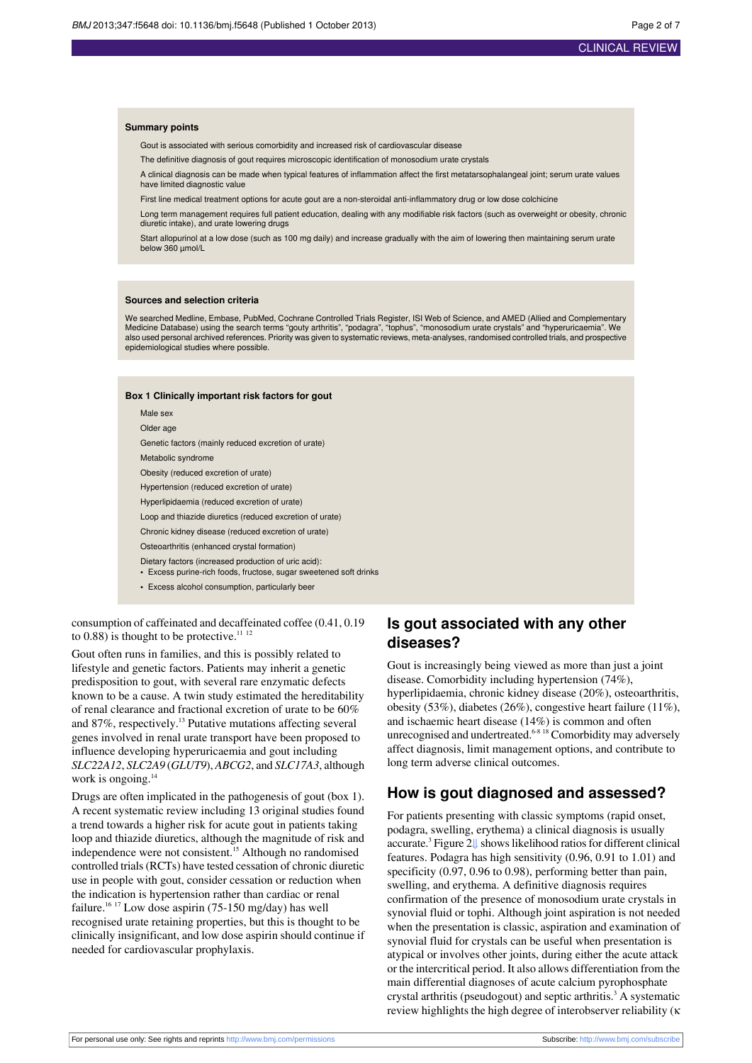**Summary points**

Gout is associated with serious comorbidity and increased risk of cardiovascular disease

The definitive diagnosis of gout requires microscopic identification of monosodium urate crystals

A clinical diagnosis can be made when typical features of inflammation affect the first metatarsophalangeal joint; serum urate values have limited diagnostic value

First line medical treatment options for acute gout are a non-steroidal anti-inflammatory drug or low dose colchicine

Long term management requires full patient education, dealing with any modifiable risk factors (such as overweight or obesity, chronic diuretic intake), and urate lowering drugs

Start allopurinol at a low dose (such as 100 mg daily) and increase gradually with the aim of lowering then maintaining serum urate below 360 µmol/L

**Sources and selection criteria**

We searched Medline, Embase, PubMed, Cochrane Controlled Trials Register, ISI Web of Science, and AMED (Allied and Complementary Medicine Database) using the search terms "gouty arthritis", "podagra", "tophus", "monosodium urate crystals" and "hyperuricaemia". We also used personal archived references. Priority was given to systematic reviews, meta-analyses, randomised controlled trials, and prospective epidemiological studies where possible.

**Box 1 Clinically important risk factors for gout**

Male sex

Older age

Genetic factors (mainly reduced excretion of urate)

Metabolic syndrome

Obesity (reduced excretion of urate)

Hypertension (reduced excretion of urate)

Hyperlipidaemia (reduced excretion of urate)

Loop and thiazide diuretics (reduced excretion of urate)

Chronic kidney disease (reduced excretion of urate)

Osteoarthritis (enhanced crystal formation)

Dietary factors (increased production of uric acid):
- Excess purine-rich foods, fructose, sugar sweetened soft drinks
- Excess alcohol consumption, particularly beer

consumption of caffeinated and decaffeinated coffee (0.41, 0.19 to 0.88) is thought to be protective.[11 12]

Gout often runs in families, and this is possibly related to lifestyle and genetic factors. Patients may inherit a genetic predisposition to gout, with several rare enzymatic defects known to be a cause. A twin study estimated the hereditability of renal clearance and fractional excretion of urate to be 60% and 87%, respectively.[13] Putative mutations affecting several genes involved in renal urate transport have been proposed to influence developing hyperuricaemia and gout including *SLC22A12*, *SLC2A9* (*GLUT9*), *ABCG2*, and *SLC17A3*, although work is ongoing.[14]

Drugs are often implicated in the pathogenesis of gout (box 1). A recent systematic review including 13 original studies found a trend towards a higher risk for acute gout in patients taking loop and thiazide diuretics, although the magnitude of risk and independence were not consistent.[15] Although no randomised controlled trials (RCTs) have tested cessation of chronic diuretic use in people with gout, consider cessation or reduction when the indication is hypertension rather than cardiac or renal failure.[16 17] Low dose aspirin (75-150 mg/day) has well recognised urate retaining properties, but this is thought to be clinically insignificant, and low dose aspirin should continue if needed for cardiovascular prophylaxis.

## Is gout associated with any other diseases?

Gout is increasingly being viewed as more than just a joint disease. Comorbidity including hypertension (74%), hyperlipidaemia, chronic kidney disease (20%), osteoarthritis, obesity (53%), diabetes (26%), congestive heart failure (11%), and ischaemic heart disease (14%) is common and often unrecognised and undertreated.[6-8 18] Comorbidity may adversely affect diagnosis, limit management options, and contribute to long term adverse clinical outcomes.

## How is gout diagnosed and assessed?

For patients presenting with classic symptoms (rapid onset, podagra, swelling, erythema) a clinical diagnosis is usually accurate.[3] Figure 2⇓ shows likelihood ratios for different clinical features. Podagra has high sensitivity (0.96, 0.91 to 1.01) and specificity (0.97, 0.96 to 0.98), performing better than pain, swelling, and erythema. A definitive diagnosis requires confirmation of the presence of monosodium urate crystals in synovial fluid or tophi. Although joint aspiration is not needed when the presentation is classic, aspiration and examination of synovial fluid for crystals can be useful when presentation is atypical or involves other joints, during either the acute attack or the intercritical period. It also allows differentiation from the main differential diagnoses of acute calcium pyrophosphate crystal arthritis (pseudogout) and septic arthritis.[3] A systematic review highlights the high degree of interobserver reliability (κ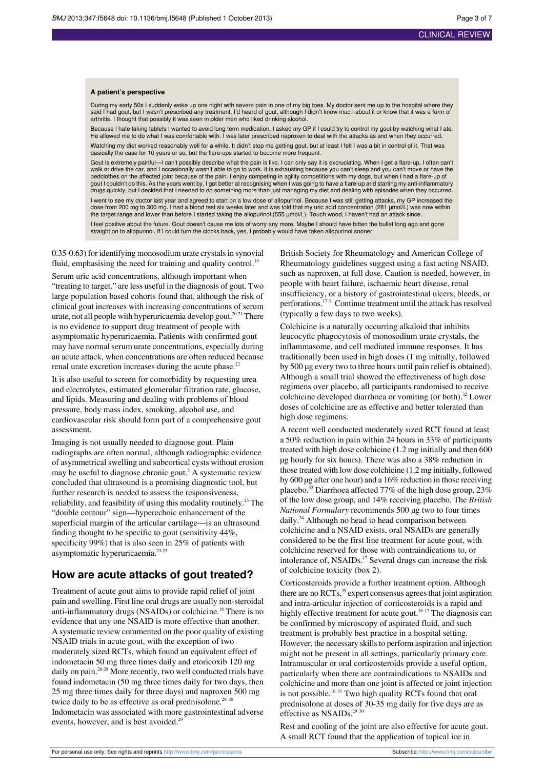**A patient's perspective**

During my early 50s I suddenly woke up one night with severe pain in one of my big toes. My doctor sent me up to the hospital where they said I had gout, but I wasn't prescribed any treatment. I'd heard of gout, although I didn't know much about it or know that it was a form of arthritis. I thought that possibly it was seen in older men who liked drinking alcohol.

Because I hate taking tablets I wanted to avoid long term medication. I asked my GP if I could try to control my gout by watching what I ate. He allowed me to do what I was comfortable with. I was later prescribed naproxen to deal with the attacks as and when they occurred.

Watching my diet worked reasonably well for a while. It didn't stop me getting gout, but at least I felt I was a bit in control of it. That was basically the case for 10 years or so, but the flare-ups started to become more frequent.

Gout is extremely painful—I can't possibly describe what the pain is like. I can only say it is excruciating. When I get a flare-up, I often can't walk or drive the car, and I occasionally wasn't able to go to work. It is exhausting because you can't sleep and you can't move or have the bedclothes on the affected joint because of the pain. I enjoy competing in agility competitions with my dogs, but when I had a flare-up of gout I couldn't do this. As the years went by, I got better at recognising when I was going to have a flare-up and starting my anti-inflammatory drugs quickly, but I decided that I needed to do something more than just managing my diet and dealing with episodes when they occurred.

I went to see my doctor last year and agreed to start on a low dose of allopurinol. Because I was still getting attacks, my GP increased the dose from 200 mg to 300 mg. I had a blood test six weeks later and was told that my uric acid concentration (281 µmol/L) was now within the target range and lower than before I started taking the allopurinol (555 µmol/L). Touch wood, I haven't had an attack since.

I feel positive about the future. Gout doesn't cause me lots of worry any more. Maybe I should have bitten the bullet long ago and gone straight on to allopurinol. If I could turn the clocks back, yes, I probably would have taken allopurinol sooner.

0.35-0.63) for identifying monosodium urate crystals in synovial fluid, emphasising the need for training and quality control.[19]

Serum uric acid concentrations, although important when "treating to target," are less useful in the diagnosis of gout. Two large population based cohorts found that, although the risk of clinical gout increases with increasing concentrations of serum urate, not all people with hyperuricaemia develop gout.[20 21] There is no evidence to support drug treatment of people with asymptomatic hyperuricaemia. Patients with confirmed gout may have normal serum urate concentrations, especially during an acute attack, when concentrations are often reduced because renal urate excretion increases during the acute phase.[22]

It is also useful to screen for comorbidity by requesting urea and electrolytes, estimated glomerular filtration rate, glucose, and lipids. Measuring and dealing with problems of blood pressure, body mass index, smoking, alcohol use, and cardiovascular risk should form part of a comprehensive gout assessment.

Imaging is not usually needed to diagnose gout. Plain radiographs are often normal, although radiographic evidence of asymmetrical swelling and subcortical cysts without erosion may be useful to diagnose chronic gout.[3] A systematic review concluded that ultrasound is a promising diagnostic tool, but further research is needed to assess the responsiveness, reliability, and feasibility of using this modality routinely.[23] The "double contour" sign—hyperechoic enhancement of the superficial margin of the articular cartilage—is an ultrasound finding thought to be specific to gout (sensitivity 44%, specificity 99%) that is also seen in 25% of patients with asymptomatic hyperuricaemia.[23-25]

## How are acute attacks of gout treated?

Treatment of acute gout aims to provide rapid relief of joint pain and swelling. First line oral drugs are usually non-steroidal anti-inflammatory drugs (NSAIDs) or colchicine.[16] There is no evidence that any one NSAID is more effective than another. A systematic review commented on the poor quality of existing NSAID trials in acute gout, with the exception of two moderately sized RCTs, which found an equivalent effect of indometacin 50 mg three times daily and etoricoxib 120 mg daily on pain.[26-28] More recently, two well conducted trials have found indometacin (50 mg three times daily for two days, then 25 mg three times daily for three days) and naproxen 500 mg twice daily to be as effective as oral prednisolone.[29 30] Indometacin was associated with more gastrointestinal adverse events, however, and is best avoided.[29]

British Society for Rheumatology and American College of Rheumatology guidelines suggest using a fast acting NSAID, such as naproxen, at full dose. Caution is needed, however, in people with heart failure, ischaemic heart disease, renal insufficiency, or a history of gastrointestinal ulcers, bleeds, or perforations.[17 31] Continue treatment until the attack has resolved (typically a few days to two weeks).

Colchicine is a naturally occurring alkaloid that inhibits leucocytic phagocytosis of monosodium urate crystals, the inflammasome, and cell mediated immune responses. It has traditionally been used in high doses (1 mg initially, followed by 500 µg every two to three hours until pain relief is obtained). Although a small trial showed the effectiveness of high dose regimens over placebo, all participants randomised to receive colchicine developed diarrhoea or vomiting (or both).[32] Lower doses of colchicine are as effective and better tolerated than high dose regimens.

A recent well conducted moderately sized RCT found at least a 50% reduction in pain within 24 hours in 33% of participants treated with high dose colchicine (1.2 mg initially and then 600 µg hourly for six hours). There was also a 38% reduction in those treated with low dose colchicine (1.2 mg initially, followed by 600 µg after one hour) and a 16% reduction in those receiving placebo.[33] Diarrhoea affected 77% of the high dose group, 23% of the low dose group, and 14% receiving placebo. The *British National Formulary* recommends 500 µg two to four times daily.[34] Although no head to head comparison between colchicine and a NSAID exists, oral NSAIDs are generally considered to be the first line treatment for acute gout, with colchicine reserved for those with contraindications to, or intolerance of, NSAIDs.[17] Several drugs can increase the risk of colchicine toxicity (box 2).

Corticosteroids provide a further treatment option. Although there are no RCTs,[35] expert consensus agrees that joint aspiration and intra-articular injection of corticosteroids is a rapid and highly effective treatment for acute gout.[16 17] The diagnosis can be confirmed by microscopy of aspirated fluid, and such treatment is probably best practice in a hospital setting. However, the necessary skills to perform aspiration and injection might not be present in all settings, particularly primary care. Intramuscular or oral corticosteroids provide a useful option, particularly when there are contraindications to NSAIDs and colchicine and more than one joint is affected or joint injection is not possible.[16 31] Two high quality RCTs found that oral prednisolone at doses of 30-35 mg daily for five days are as effective as NSAIDs.[29 30]

Rest and cooling of the joint are also effective for acute gout. A small RCT found that the application of topical ice in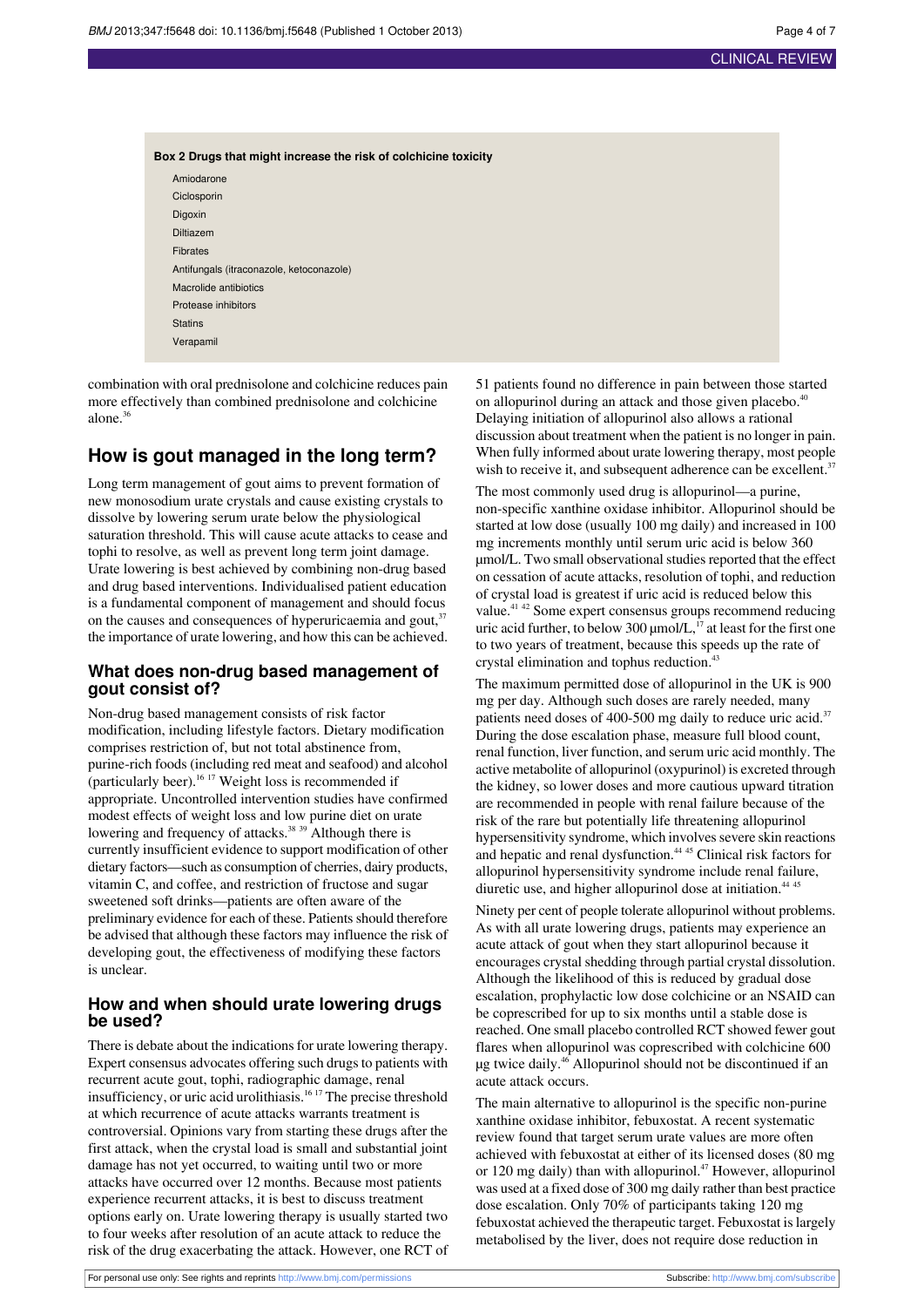**Box 2 Drugs that might increase the risk of colchicine toxicity**

- Amiodarone
- Ciclosporin
- Digoxin
- Diltiazem
- Fibrates
- Antifungals (itraconazole, ketoconazole)
- Macrolide antibiotics
- Protease inhibitors
- Statins
- Verapamil

combination with oral prednisolone and colchicine reduces pain more effectively than combined prednisolone and colchicine alone.[36]

## How is gout managed in the long term?

Long term management of gout aims to prevent formation of new monosodium urate crystals and cause existing crystals to dissolve by lowering serum urate below the physiological saturation threshold. This will cause acute attacks to cease and tophi to resolve, as well as prevent long term joint damage. Urate lowering is best achieved by combining non-drug based and drug based interventions. Individualised patient education is a fundamental component of management and should focus on the causes and consequences of hyperuricaemia and gout,[37] the importance of urate lowering, and how this can be achieved.

### What does non-drug based management of gout consist of?

Non-drug based management consists of risk factor modification, including lifestyle factors. Dietary modification comprises restriction of, but not total abstinence from, purine-rich foods (including red meat and seafood) and alcohol (particularly beer).[16,17] Weight loss is recommended if appropriate. Uncontrolled intervention studies have confirmed modest effects of weight loss and low purine diet on urate lowering and frequency of attacks.[38,39] Although there is currently insufficient evidence to support modification of other dietary factors—such as consumption of cherries, dairy products, vitamin C, and coffee, and restriction of fructose and sugar sweetened soft drinks—patients are often aware of the preliminary evidence for each of these. Patients should therefore be advised that although these factors may influence the risk of developing gout, the effectiveness of modifying these factors is unclear.

### How and when should urate lowering drugs be used?

There is debate about the indications for urate lowering therapy. Expert consensus advocates offering such drugs to patients with recurrent acute gout, tophi, radiographic damage, renal insufficiency, or uric acid urolithiasis.[16,17] The precise threshold at which recurrence of acute attacks warrants treatment is controversial. Opinions vary from starting these drugs after the first attack, when the crystal load is small and substantial joint damage has not yet occurred, to waiting until two or more attacks have occurred over 12 months. Because most patients experience recurrent attacks, it is best to discuss treatment options early on. Urate lowering therapy is usually started two to four weeks after resolution of an acute attack to reduce the risk of the drug exacerbating the attack. However, one RCT of 51 patients found no difference in pain between those started on allopurinol during an attack and those given placebo.[40] Delaying initiation of allopurinol also allows a rational discussion about treatment when the patient is no longer in pain. When fully informed about urate lowering therapy, most people wish to receive it, and subsequent adherence can be excellent.[37]

The most commonly used drug is allopurinol—a purine, non-specific xanthine oxidase inhibitor. Allopurinol should be started at low dose (usually 100 mg daily) and increased in 100 mg increments monthly until serum uric acid is below 360 µmol/L. Two small observational studies reported that the effect on cessation of acute attacks, resolution of tophi, and reduction of crystal load is greatest if uric acid is reduced below this value.[41,42] Some expert consensus groups recommend reducing uric acid further, to below 300 µmol/L,[17] at least for the first one to two years of treatment, because this speeds up the rate of crystal elimination and tophus reduction.[43]

The maximum permitted dose of allopurinol in the UK is 900 mg per day. Although such doses are rarely needed, many patients need doses of 400-500 mg daily to reduce uric acid.[37] During the dose escalation phase, measure full blood count, renal function, liver function, and serum uric acid monthly. The active metabolite of allopurinol (oxypurinol) is excreted through the kidney, so lower doses and more cautious upward titration are recommended in people with renal failure because of the risk of the rare but potentially life threatening allopurinol hypersensitivity syndrome, which involves severe skin reactions and hepatic and renal dysfunction.[44,45] Clinical risk factors for allopurinol hypersensitivity syndrome include renal failure, diuretic use, and higher allopurinol dose at initiation.[44,45]

Ninety per cent of people tolerate allopurinol without problems. As with all urate lowering drugs, patients may experience an acute attack of gout when they start allopurinol because it encourages crystal shedding through partial crystal dissolution. Although the likelihood of this is reduced by gradual dose escalation, prophylactic low dose colchicine or an NSAID can be coprescribed for up to six months until a stable dose is reached. One small placebo controlled RCT showed fewer gout flares when allopurinol was coprescribed with colchicine 600 µg twice daily.[46] Allopurinol should not be discontinued if an acute attack occurs.

The main alternative to allopurinol is the specific non-purine xanthine oxidase inhibitor, febuxostat. A recent systematic review found that target serum urate values are more often achieved with febuxostat at either of its licensed doses (80 mg or 120 mg daily) than with allopurinol.[47] However, allopurinol was used at a fixed dose of 300 mg daily rather than best practice dose escalation. Only 70% of participants taking 120 mg febuxostat achieved the therapeutic target. Febuxostat is largely metabolised by the liver, does not require dose reduction in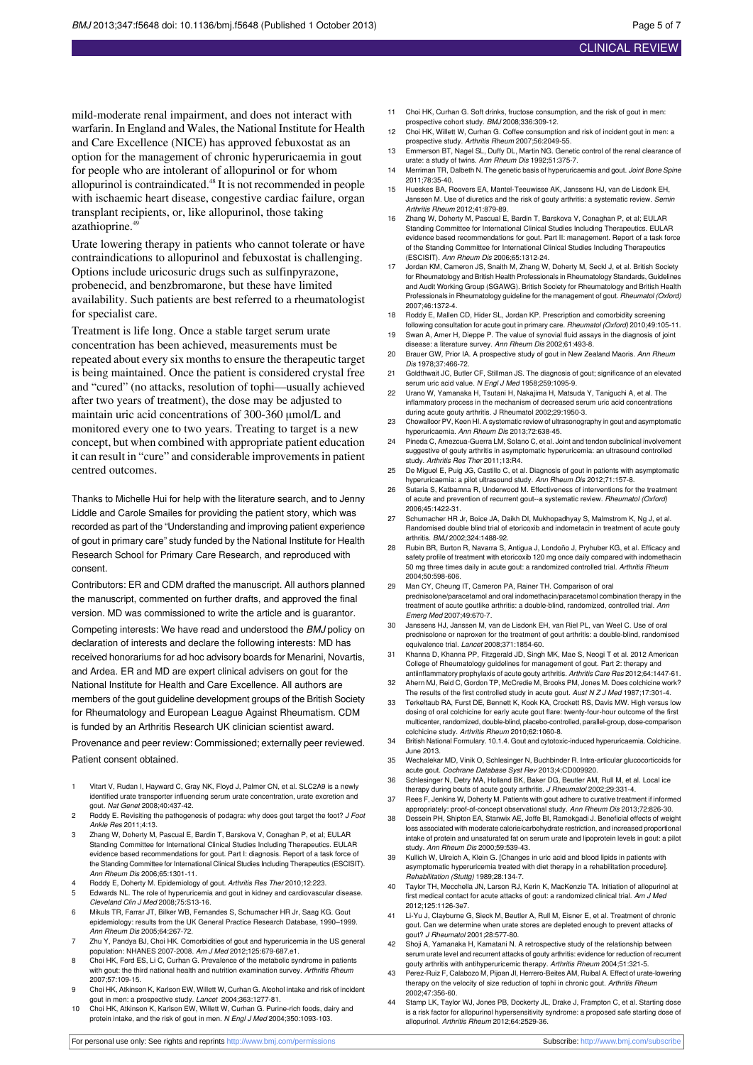mild-moderate renal impairment, and does not interact with warfarin. In England and Wales, the National Institute for Health and Care Excellence (NICE) has approved febuxostat as an option for the management of chronic hyperuricaemia in gout for people who are intolerant of allopurinol or for whom allopurinol is contraindicated.[48] It is not recommended in people with ischaemic heart disease, congestive cardiac failure, organ transplant recipients, or, like allopurinol, those taking azathioprine.[49]

Urate lowering therapy in patients who cannot tolerate or have contraindications to allopurinol and febuxostat is challenging. Options include uricosuric drugs such as sulfinpyrazone, probenecid, and benzbromarone, but these have limited availability. Such patients are best referred to a rheumatologist for specialist care.

Treatment is life long. Once a stable target serum urate concentration has been achieved, measurements must be repeated about every six months to ensure the therapeutic target is being maintained. Once the patient is considered crystal free and "cured" (no attacks, resolution of tophi—usually achieved after two years of treatment), the dose may be adjusted to maintain uric acid concentrations of 300-360 μmol/L and monitored every one to two years. Treating to target is a new concept, but when combined with appropriate patient education it can result in "cure" and considerable improvements in patient centred outcomes.

Thanks to Michelle Hui for help with the literature search, and to Jenny Liddle and Carole Smailes for providing the patient story, which was recorded as part of the "Understanding and improving patient experience of gout in primary care" study funded by the National Institute for Health Research School for Primary Care Research, and reproduced with consent.

Contributors: ER and CDM drafted the manuscript. All authors planned the manuscript, commented on further drafts, and approved the final version. MD was commissioned to write the article and is guarantor.

Competing interests: We have read and understood the *BMJ* policy on declaration of interests and declare the following interests: MD has received honorariums for ad hoc advisory boards for Menarini, Novartis, and Ardea. ER and MD are expert clinical advisers on gout for the National Institute for Health and Care Excellence. All authors are members of the gout guideline development groups of the British Society for Rheumatology and European League Against Rheumatism. CDM is funded by an Arthritis Research UK clinician scientist award.

Provenance and peer review: Commissioned; externally peer reviewed.

Patient consent obtained.

1. Vitart V, Rudan I, Hayward C, Gray NK, Floyd J, Palmer CN, et al. SLC2A9 is a newly identified urate transporter influencing serum urate concentration, urate excretion and gout. *Nat Genet* 2008;40:437-42.
2. Roddy E. Revisiting the pathogenesis of podagra: why does gout target the foot? *J Foot Ankle Res* 2011;4:13.
3. Zhang W, Doherty M, Pascual E, Bardin T, Barskova V, Conaghan P, et al; EULAR Standing Committee for International Clinical Studies Including Therapeutics. EULAR evidence based recommendations for gout. Part I: diagnosis. Report of a task force of the Standing Committee for International Clinical Studies Including Therapeutics (ESCISIT). *Ann Rheum Dis* 2006;65:1301-11.
4. Roddy E, Doherty M. Epidemiology of gout. *Arthritis Res Ther* 2010;12:223.
5. Edwards NL. The role of hyperuricemia and gout in kidney and cardiovascular disease. *Cleveland Clin J Med* 2008;75:S13-16.
6. Mikuls TR, Farrar JT, Bilker WB, Fernandes S, Schumacher HR Jr, Saag KG. Gout epidemiology: results from the UK General Practice Research Database, 1990–1999. *Ann Rheum Dis* 2005;64:267-72.
7. Zhu Y, Pandya BJ, Choi HK. Comorbidities of gout and hyperuricemia in the US general population: NHANES 2007-2008. *Am J Med* 2012;125:679-687.e1.
8. Choi HK, Ford ES, Li C, Curhan G. Prevalence of the metabolic syndrome in patients with gout: the third national health and nutrition examination survey. *Arthritis Rheum* 2007;57:109-15.
9. Choi HK, Atkinson K, Karlson EW, Willett W, Curhan G. Alcohol intake and risk of incident gout in men: a prospective study. *Lancet* 2004;363:1277-81.
10. Choi HK, Atkinson K, Karlson EW, Willett W, Curhan G. Purine-rich foods, dairy and protein intake, and the risk of gout in men. *N Engl J Med* 2004;350:1093-103.
11. Choi HK, Curhan G. Soft drinks, fructose consumption, and the risk of gout in men: prospective cohort study. *BMJ* 2008;336:309-12.
12. Choi HK, Willett W, Curhan G. Coffee consumption and risk of incident gout in men: a prospective study. *Arthritis Rheum* 2007;56:2049-55.
13. Emmerson BT, Nagel SL, Duffy DL, Martin NG. Genetic control of the renal clearance of urate: a study of twins. *Ann Rheum Dis* 1992;51:375-7.
14. Merriman TR, Dalbeth N. The genetic basis of hyperuricaemia and gout. *Joint Bone Spine* 2011;78:35-40.
15. Hueskes BA, Roovers EA, Mantel-Teeuwisse AK, Janssens HJ, van de Lisdonk EH, Janssen M. Use of diuretics and the risk of gouty arthritis: a systematic review. *Semin Arthritis Rheum* 2012;41:879-89.
16. Zhang W, Doherty M, Pascual E, Bardin T, Barskova V, Conaghan P, et al; EULAR Standing Committee for International Clinical Studies Including Therapeutics. EULAR evidence based recommendations for gout. Part II: management. Report of a task force of the Standing Committee for International Clinical Studies Including Therapeutics (ESCISIT). *Ann Rheum Dis* 2006;65:1312-24.
17. Jordan KM, Cameron JS, Snaith M, Zhang W, Doherty M, Seckl J, et al. British Society for Rheumatology and British Health Professionals in Rheumatology Standards, Guidelines and Audit Working Group (SGAWG). British Society for Rheumatology and British Health Professionals in Rheumatology guideline for the management of gout. *Rheumatol (Oxford)* 2007;46:1372-4.
18. Roddy E, Mallen CD, Hider SL, Jordan KP. Prescription and comorbidity screening following consultation for acute gout in primary care. *Rheumatol (Oxford)* 2010;49:105-11.
19. Swan A, Amer H, Dieppe P. The value of synovial fluid assays in the diagnosis of joint disease: a literature survey. *Ann Rheum Dis* 2002;61:493-8.
20. Brauer GW, Prior IA. A prospective study of gout in New Zealand Maoris. *Ann Rheum Dis* 1978;37:466-72.
21. Goldthwait JC, Butler CF, Stillman JS. The diagnosis of gout; significance of an elevated serum uric acid value. *N Engl J Med* 1958;259:1095-9.
22. Urano W, Yamanaka H, Tsutani H, Nakajima H, Matsuda Y, Taniguchi A, et al. The inflammatory process in the mechanism of decreased serum uric acid concentrations during acute gouty arthritis. J Rheumatol 2002;29:1950-3.
23. Chowalloor PV, Keen HI. A systematic review of ultrasonography in gout and asymptomatic hyperuricaemia. *Ann Rheum Dis* 2013;72:638-45.
24. Pineda C, Amezcua-Guerra LM, Solano C, et al. Joint and tendon subclinical involvement suggestive of gouty arthritis in asymptomatic hyperuricemia: an ultrasound controlled study. *Arthritis Res Ther* 2011;13:R4.
25. De Miguel E, Puig JG, Castillo C, et al. Diagnosis of gout in patients with asymptomatic hyperuricaemia: a pilot ultrasound study. *Ann Rheum Dis* 2012;71:157-8.
26. Sutaria S, Katbamna R, Underwood M. Effectiveness of interventions for the treatment of acute and prevention of recurrent gout--a systematic review. *Rheumatol (Oxford)* 2006;45:1422-31.
27. Schumacher HR Jr, Boice JA, Daikh DI, Mukhopadhyay S, Malmstrom K, Ng J, et al. Randomised double blind trial of etoricoxib and indometacin in treatment of acute gouty arthritis. *BMJ* 2002;324:1488-92.
28. Rubin BR, Burton R, Navarra S, Antigua J, Londoño J, Pryhuber KG, et al. Efficacy and safety profile of treatment with etoricoxib 120 mg once daily compared with indomethacin 50 mg three times daily in acute gout: a randomized controlled trial. *Arthritis Rheum* 2004;50:598-606.
29. Man CY, Cheung IT, Cameron PA, Rainer TH. Comparison of oral prednisolone/paracetamol and oral indomethacin/paracetamol combination therapy in the treatment of acute goutlike arthritis: a double-blind, randomized, controlled trial. *Ann Emerg Med* 2007;49:670-7.
30. Janssens HJ, Janssen M, van de Lisdonk EH, van Riel PL, van Weel C. Use of oral prednisolone or naproxen for the treatment of gout arthritis: a double-blind, randomised equivalence trial. *Lancet* 2008;371:1854-60.
31. Khanna D, Khanna PP, Fitzgerald JD, Singh MK, Mae S, Neogi T et al. 2012 American College of Rheumatology guidelines for management of gout. Part 2: therapy and antiinflammatory prophylaxis of acute gouty arthritis. *Arthritis Care Res* 2012;64:1447-61.
32. Ahern MJ, Reid C, Gordon TP, McCredie M, Brooks PM, Jones M. Does colchicine work? The results of the first controlled study in acute gout. *Aust N Z J Med* 1987;17:301-4.
33. Terkeltaub RA, Furst DE, Bennett K, Kook KA, Crockett RS, Davis MW. High versus low dosing of oral colchicine for early acute gout flare: twenty-four-hour outcome of the first multicenter, randomized, double-blind, placebo-controlled, parallel-group, dose-comparison colchicine study. *Arthritis Rheum* 2010;62:1060-8.
34. British National Formulary. 10.1.4. Gout and cytotoxic-induced hyperuricaemia. Colchicine. June 2013.
35. Wechalekar MD, Vinik O, Schlesinger N, Buchbinder R. Intra-articular glucocorticoids for acute gout. *Cochrane Database Syst Rev* 2013;4:CD009920.
36. Schlesinger N, Detry MA, Holland BK, Baker DG, Beutler AM, Rull M, et al. Local ice therapy during bouts of acute gouty arthritis. *J Rheumatol* 2002;29:331-4.
37. Rees F, Jenkins W, Doherty M. Patients with gout adhere to curative treatment if informed appropriately: proof-of-concept observational study. *Ann Rheum Dis* 2013;72:826-30.
38. Dessein PH, Shipton EA, Stanwix AE, Joffe BI, Ramokgadi J. Beneficial effects of weight loss associated with moderate calorie/carbohydrate restriction, and increased proportional intake of protein and unsaturated fat on serum urate and lipoprotein levels in gout: a pilot study. *Ann Rheum Dis* 2000;59:539-43.
39. Kullich W, Ulreich A, Klein G. [Changes in uric acid and blood lipids in patients with asymptomatic hyperuricemia treated with diet therapy in a rehabilitation procedure]. *Rehabilitation (Stuttg)* 1989;28:134-7.
40. Taylor TH, Mecchella JN, Larson RJ, Kerin K, MacKenzie TA. Initiation of allopurinol at first medical contact for acute attacks of gout: a randomized clinical trial. *Am J Med* 2012;125:1126-3e7.
41. Li-Yu J, Clayburne G, Sieck M, Beutler A, Rull M, Eisner E, et al. Treatment of chronic gout. Can we determine when urate stores are depleted enough to prevent attacks of gout? *J Rheumatol* 2001;28:577-80.
42. Shoji A, Yamanaka H, Kamatani N. A retrospective study of the relationship between serum urate level and recurrent attacks of gouty arthritis: evidence for reduction of recurrent gouty arthritis with antihyperuricemic therapy. *Arthritis Rheum* 2004;51:321-5.
43. Perez-Ruiz F, Calabozo M, Pijoan JI, Herrero-Beites AM, Ruibal A. Effect of urate-lowering therapy on the velocity of size reduction of tophi in chronic gout. *Arthritis Rheum* 2002;47:356-60.
44. Stamp LK, Taylor WJ, Jones PB, Dockerty JL, Drake J, Frampton C, et al. Starting dose is a risk factor for allopurinol hypersensitivity syndrome: a proposed safe starting dose of allopurinol. *Arthritis Rheum* 2012;64:2529-36.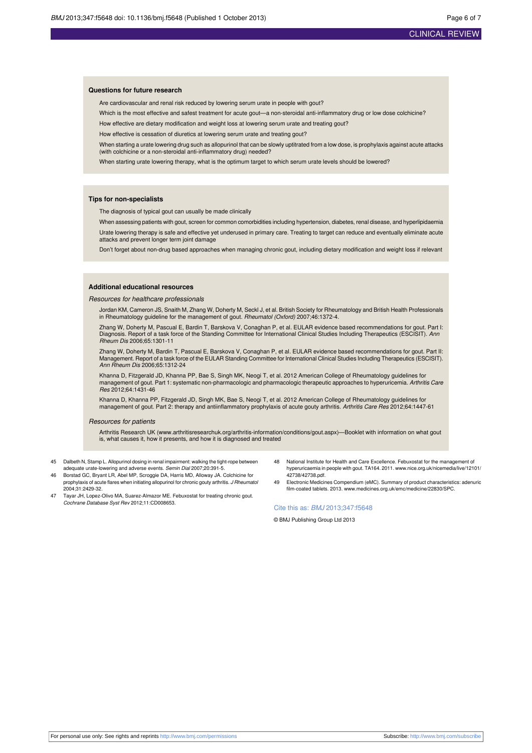### Questions for future research

- Are cardiovascular and renal risk reduced by lowering serum urate in people with gout?
- Which is the most effective and safest treatment for acute gout—a non-steroidal anti-inflammatory drug or low dose colchicine?
- How effective are dietary modification and weight loss at lowering serum urate and treating gout?
- How effective is cessation of diuretics at lowering serum urate and treating gout?
- When starting a urate lowering drug such as allopurinol that can be slowly uptitrated from a low dose, is prophylaxis against acute attacks (with colchicine or a non-steroidal anti-inflammatory drug) needed?
- When starting urate lowering therapy, what is the optimum target to which serum urate levels should be lowered?

### Tips for non-specialists

- The diagnosis of typical gout can usually be made clinically
- When assessing patients with gout, screen for common comorbidities including hypertension, diabetes, renal disease, and hyperlipidaemia
- Urate lowering therapy is safe and effective yet underused in primary care. Treating to target can reduce and eventually eliminate acute attacks and prevent longer term joint damage
- Don't forget about non-drug based approaches when managing chronic gout, including dietary modification and weight loss if relevant

### Additional educational resources

*Resources for healthcare professionals*

- Jordan KM, Cameron JS, Snaith M, Zhang W, Doherty M, Seckl J, et al. British Society for Rheumatology and British Health Professionals in Rheumatology guideline for the management of gout. *Rheumatol (Oxford)* 2007;46:1372-4.
- Zhang W, Doherty M, Pascual E, Bardin T, Barskova V, Conaghan P, et al. EULAR evidence based recommendations for gout. Part I: Diagnosis. Report of a task force of the Standing Committee for International Clinical Studies Including Therapeutics (ESCISIT). *Ann Rheum Dis* 2006;65:1301-11
- Zhang W, Doherty M, Bardin T, Pascual E, Barskova V, Conaghan P, et al. EULAR evidence based recommendations for gout. Part II: Management. Report of a task force of the EULAR Standing Committee for International Clinical Studies Including Therapeutics (ESCISIT). *Ann Rheum Dis* 2006;65:1312-24
- Khanna D, Fitzgerald JD, Khanna PP, Bae S, Singh MK, Neogi T, et al. 2012 American College of Rheumatology guidelines for management of gout. Part 1: systematic non-pharmacologic and pharmacologic therapeutic approaches to hyperuricemia. *Arthritis Care Res* 2012;64:1431-46
- Khanna D, Khanna PP, Fitzgerald JD, Singh MK, Bae S, Neogi T, et al. 2012 American College of Rheumatology guidelines for management of gout. Part 2: therapy and antiinflammatory prophylaxis of acute gouty arthritis. *Arthritis Care Res* 2012;64:1447-61

*Resources for patients*

- Arthritis Research UK (www.arthritisresearchuk.org/arthritis-information/conditions/gout.aspx)—Booklet with information on what gout is, what causes it, how it presents, and how it is diagnosed and treated

45. Dalbeth N, Stamp L. Allopurinol dosing in renal impairment: walking the tight-rope between adequate urate-lowering and adverse events. *Semin Dial* 2007;20:391-5.
46. Borstad GC, Bryant LR, Abel MP, Scroggie DA, Harris MD, Alloway JA. Colchicine for prophylaxis of acute flares when initiating allopurinol for chronic gouty arthritis. *J Rheumatol* 2004;31:2429-32.
47. Tayar JH, Lopez-Olivo MA, Suarez-Almazor ME. Febuxostat for treating chronic gout. *Cochrane Database Syst Rev* 2012;11:CD008653.
48. National Institute for Health and Care Excellence. Febuxostat for the management of hyperuricaemia in people with gout. TA164. 2011. www.nice.org.uk/nicemedia/live/12101/42738/42738.pdf.
49. Electronic Medicines Compendium (eMC). Summary of product characteristics: adenuric film-coated tablets. 2013. www.medicines.org.uk/emc/medicine/22830/SPC.

Cite this as: *BMJ* 2013;347:f5648

© BMJ Publishing Group Ltd 2013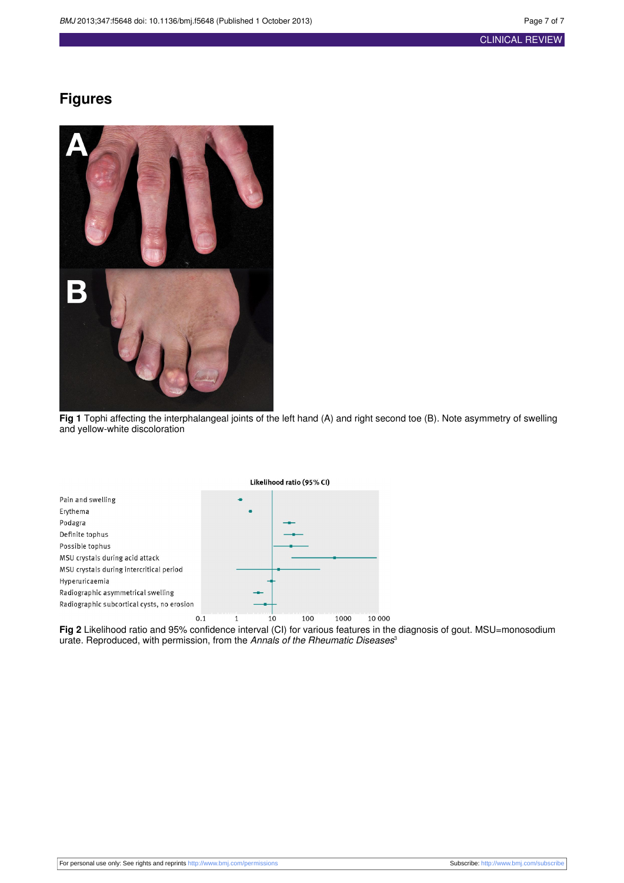## Figures

A

B

**Fig 1** Tophi affecting the interphalangeal joints of the left hand (A) and right second toe (B). Note asymmetry of swelling and yellow-white discoloration

Likelihood ratio (95% CI)

Pain and swelling

Erythema

Podagra

Definite tophus

Possible tophus

MSU crystals during acid attack

MSU crystals during intercritical period

Hyperuricaemia

Radiographic asymmetrical swelling

Radiographic subcortical cysts, no erosion

0.1 1 10 100 1000 10 000

**Fig 2** Likelihood ratio and 95% confidence interval (CI) for various features in the diagnosis of gout. MSU=monosodium urate. Reproduced, with permission, from the *Annals of the Rheumatic Diseases*[3]